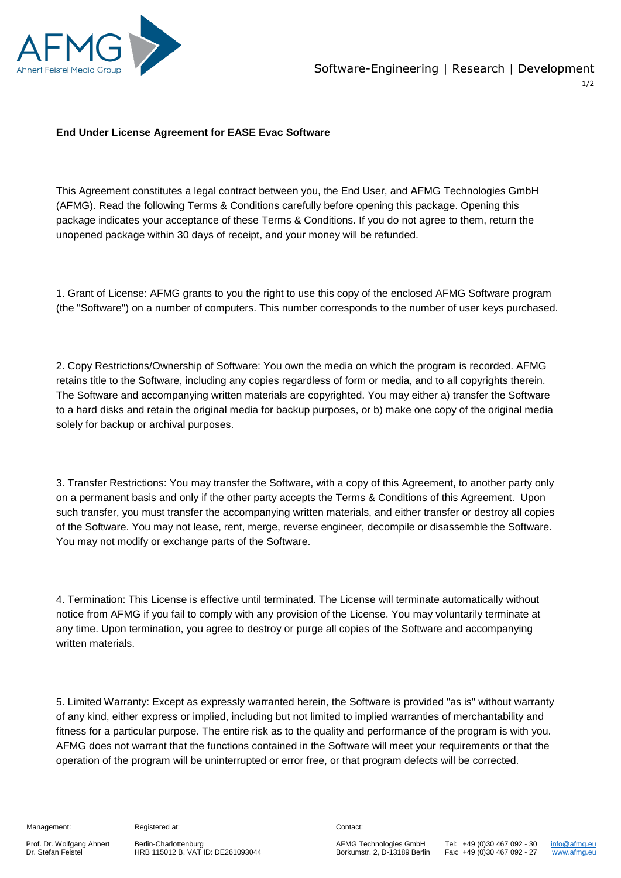**End Under License Agreement for EASE Evac Software**

This Agreement constitutes a legal contract between you, the End User, and AFMG Technologies GmbH (AFMG). Read the following Terms & Conditions carefully before opening this package. Opening this package indicates your acceptance of these Terms & Conditions. If you do not agree to them, return the unopened package within 30 days of receipt, and your money will be refunded.

1. Grant of License: AFMG grants to you the right to use this copy of the enclosed AFMG Software program (the "Software") on a number of computers. This number corresponds to the number of user keys purchased.

2. Copy Restrictions/Ownership of Software: You own the media on which the program is recorded. AFMG retains title to the Software, including any copies regardless of form or media, and to all copyrights therein. The Software and accompanying written materials are copyrighted. You may either a) transfer the Software to a hard disks and retain the original media for backup purposes, or b) make one copy of the original media solely for backup or archival purposes.

3. Transfer Restrictions: You may transfer the Software, with a copy of this Agreement, to another party only on a permanent basis and only if the other party accepts the Terms & Conditions of this Agreement. Upon such transfer, you must transfer the accompanying written materials, and either transfer or destroy all copies of the Software. You may not lease, rent, merge, reverse engineer, decompile or disassemble the Software. You may not modify or exchange parts of the Software.

4. Termination: This License is effective until terminated. The License will terminate automatically without notice from AFMG if you fail to comply with any provision of the License. You may voluntarily terminate at any time. Upon termination, you agree to destroy or purge all copies of the Software and accompanying written materials.

5. Limited Warranty: Except as expressly warranted herein, the Software is provided "as is" without warranty of any kind, either express or implied, including but not limited to implied warranties of merchantability and fitness for a particular purpose. The entire risk as to the quality and performance of the program is with you. AFMG does not warrant that the functions contained in the Software will meet your requirements or that the operation of the program will be uninterrupted or error free, or that program defects will be corrected.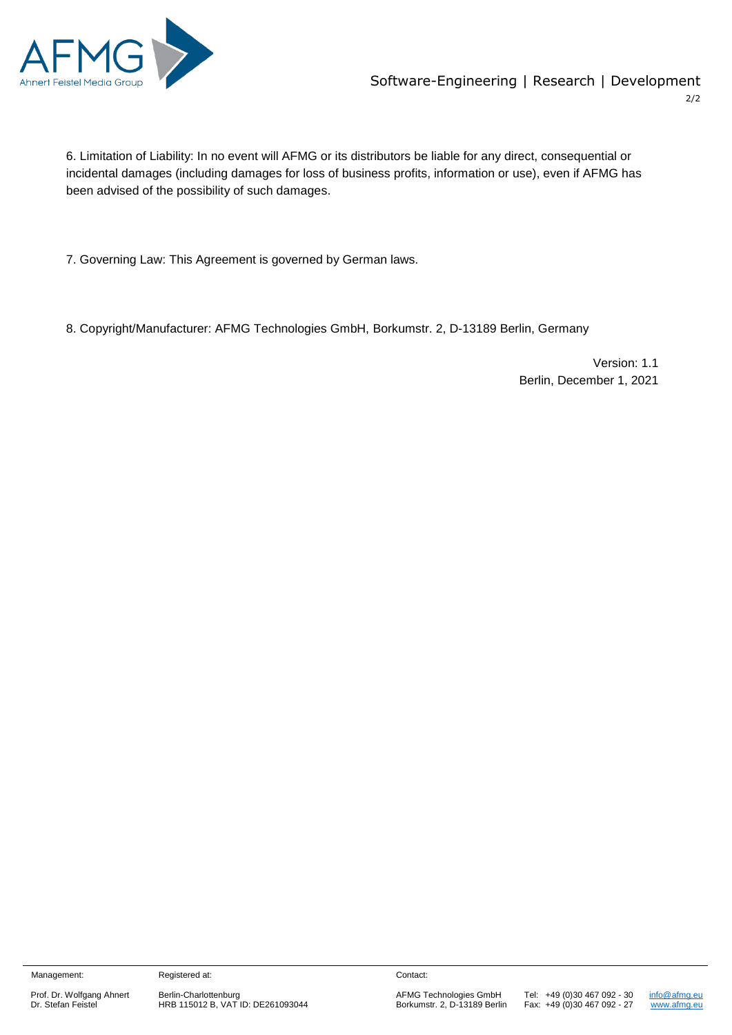6. Limitation of Liability: In no event will AFMG or its distributors be liable for any direct, consequential or incidental damages (including damages for loss of business profits, information or use), even if AFMG has been advised of the possibility of such damages.

7. Governing Law: This Agreement is governed by German laws.

8. Copyright/Manufacturer: AFMG Technologies GmbH, Borkumstr. 2, D-13189 Berlin, Germany

Version: 1.1
Berlin, December 1, 2021